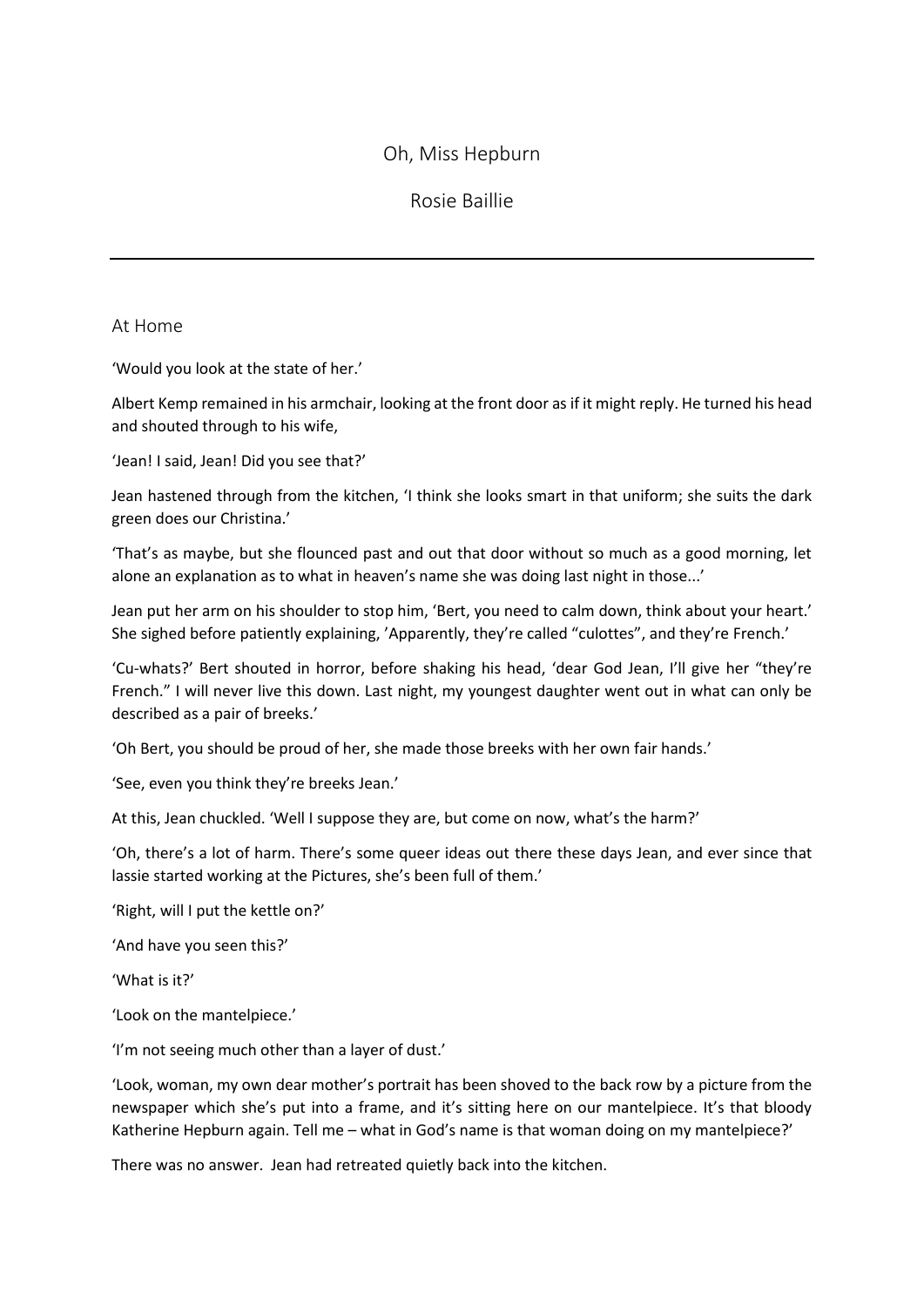# Oh, Miss Hepburn

Rosie Baillie

---

## At Home

'Would you look at the state of her.'

Albert Kemp remained in his armchair, looking at the front door as if it might reply. He turned his head and shouted through to his wife,

'Jean! I said, Jean! Did you see that?'

Jean hastened through from the kitchen, 'I think she looks smart in that uniform; she suits the dark green does our Christina.'

'That's as maybe, but she flounced past and out that door without so much as a good morning, let alone an explanation as to what in heaven's name she was doing last night in those...'

Jean put her arm on his shoulder to stop him, 'Bert, you need to calm down, think about your heart.' She sighed before patiently explaining, 'Apparently, they're called "culottes", and they're French.'

'Cu-whats?' Bert shouted in horror, before shaking his head, 'dear God Jean, I'll give her "they're French." I will never live this down. Last night, my youngest daughter went out in what can only be described as a pair of breeks.'

'Oh Bert, you should be proud of her, she made those breeks with her own fair hands.'

'See, even you think they're breeks Jean.'

At this, Jean chuckled. 'Well I suppose they are, but come on now, what's the harm?'

'Oh, there's a lot of harm. There's some queer ideas out there these days Jean, and ever since that lassie started working at the Pictures, she's been full of them.'

'Right, will I put the kettle on?'

'And have you seen this?'

'What is it?'

'Look on the mantelpiece.'

'I'm not seeing much other than a layer of dust.'

'Look, woman, my own dear mother's portrait has been shoved to the back row by a picture from the newspaper which she's put into a frame, and it's sitting here on our mantelpiece. It's that bloody Katherine Hepburn again. Tell me – what in God's name is that woman doing on my mantelpiece?'

There was no answer. Jean had retreated quietly back into the kitchen.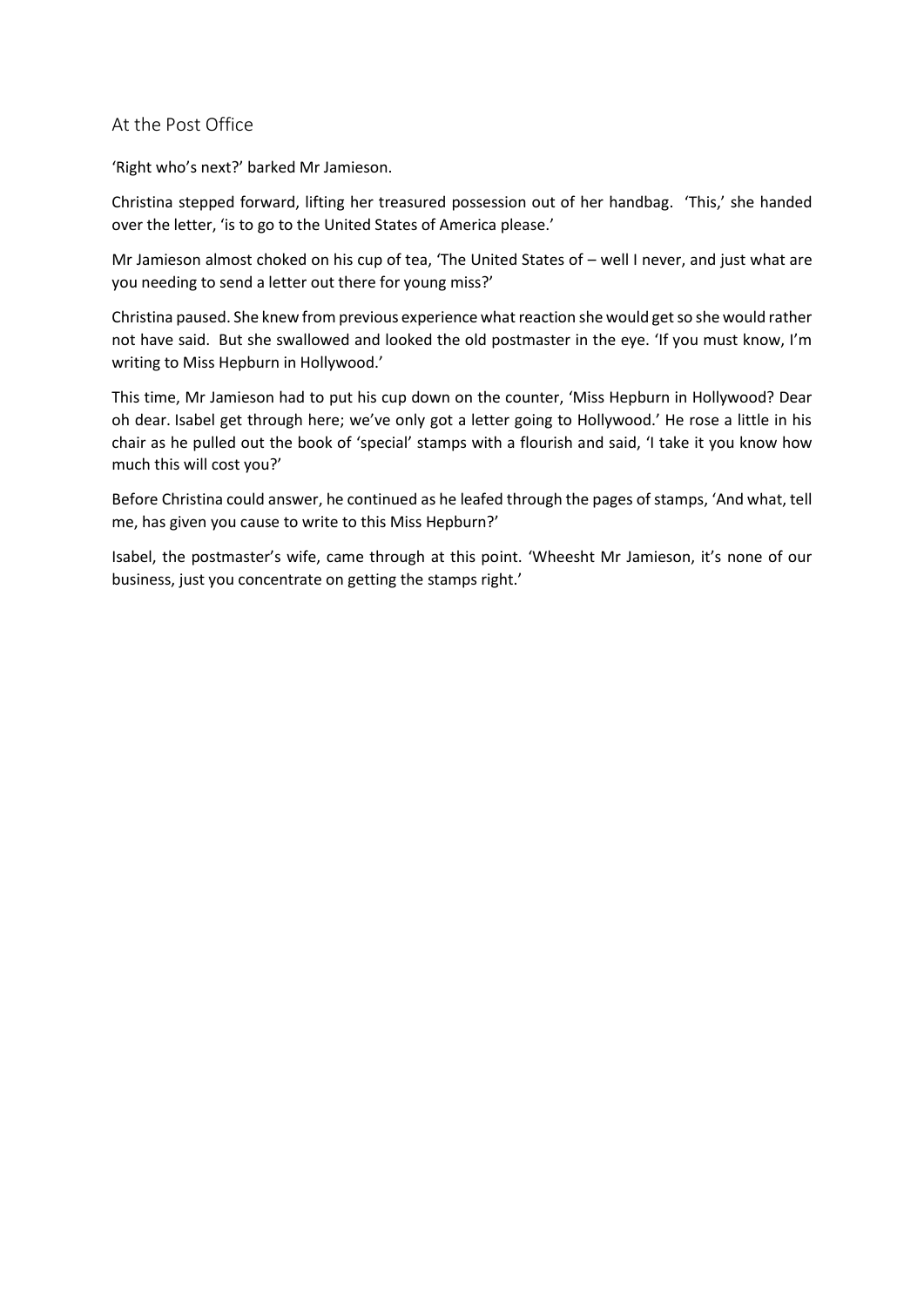## At the Post Office

'Right who's next?' barked Mr Jamieson.

Christina stepped forward, lifting her treasured possession out of her handbag. 'This,' she handed over the letter, 'is to go to the United States of America please.'

Mr Jamieson almost choked on his cup of tea, 'The United States of – well I never, and just what are you needing to send a letter out there for young miss?'

Christina paused. She knew from previous experience what reaction she would get so she would rather not have said. But she swallowed and looked the old postmaster in the eye. 'If you must know, I'm writing to Miss Hepburn in Hollywood.'

This time, Mr Jamieson had to put his cup down on the counter, 'Miss Hepburn in Hollywood? Dear oh dear. Isabel get through here; we've only got a letter going to Hollywood.' He rose a little in his chair as he pulled out the book of 'special' stamps with a flourish and said, 'I take it you know how much this will cost you?'

Before Christina could answer, he continued as he leafed through the pages of stamps, 'And what, tell me, has given you cause to write to this Miss Hepburn?'

Isabel, the postmaster's wife, came through at this point. 'Wheesht Mr Jamieson, it's none of our business, just you concentrate on getting the stamps right.'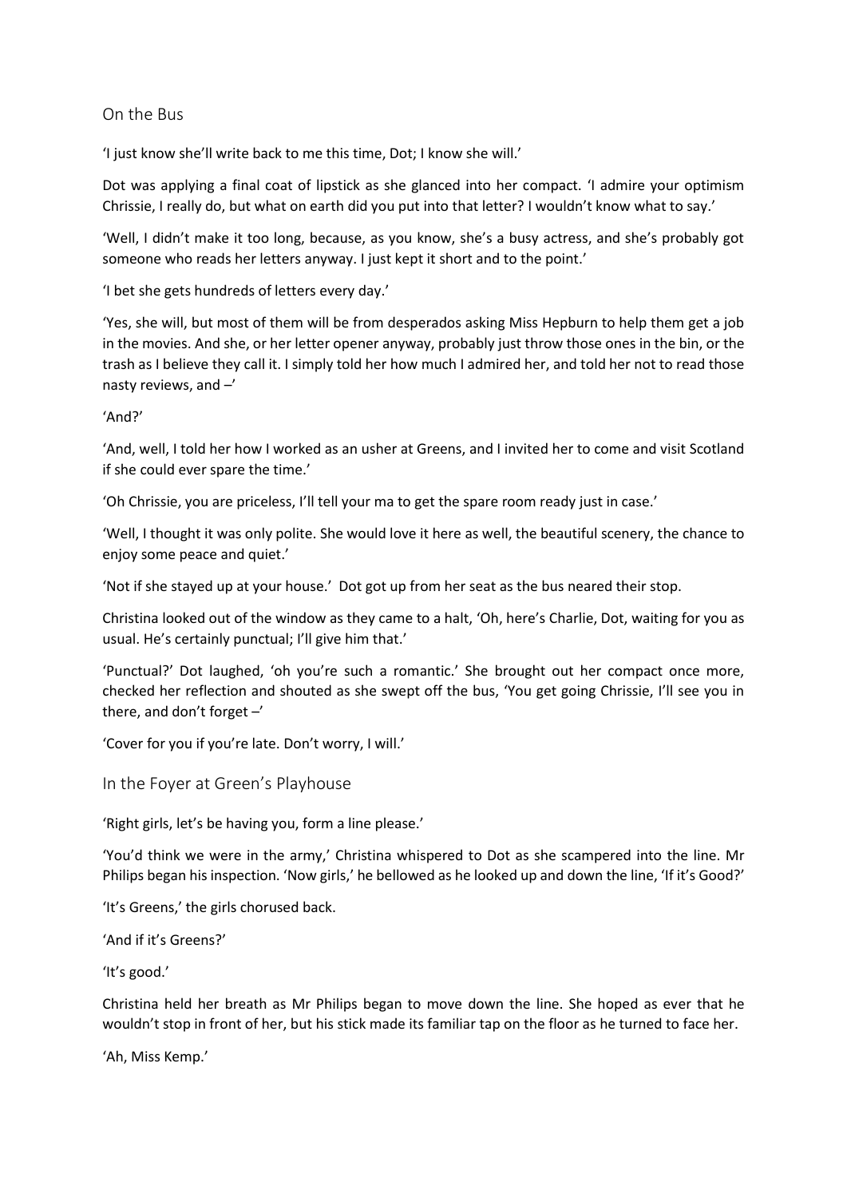## On the Bus

'I just know she'll write back to me this time, Dot; I know she will.'

Dot was applying a final coat of lipstick as she glanced into her compact. 'I admire your optimism Chrissie, I really do, but what on earth did you put into that letter? I wouldn't know what to say.'

'Well, I didn't make it too long, because, as you know, she's a busy actress, and she's probably got someone who reads her letters anyway. I just kept it short and to the point.'

'I bet she gets hundreds of letters every day.'

'Yes, she will, but most of them will be from desperados asking Miss Hepburn to help them get a job in the movies. And she, or her letter opener anyway, probably just throw those ones in the bin, or the trash as I believe they call it. I simply told her how much I admired her, and told her not to read those nasty reviews, and –'

'And?'

'And, well, I told her how I worked as an usher at Greens, and I invited her to come and visit Scotland if she could ever spare the time.'

'Oh Chrissie, you are priceless, I'll tell your ma to get the spare room ready just in case.'

'Well, I thought it was only polite. She would love it here as well, the beautiful scenery, the chance to enjoy some peace and quiet.'

'Not if she stayed up at your house.' Dot got up from her seat as the bus neared their stop.

Christina looked out of the window as they came to a halt, 'Oh, here's Charlie, Dot, waiting for you as usual. He's certainly punctual; I'll give him that.'

'Punctual?' Dot laughed, 'oh you're such a romantic.' She brought out her compact once more, checked her reflection and shouted as she swept off the bus, 'You get going Chrissie, I'll see you in there, and don't forget –'

'Cover for you if you're late. Don't worry, I will.'

## In the Foyer at Green's Playhouse

'Right girls, let's be having you, form a line please.'

'You'd think we were in the army,' Christina whispered to Dot as she scampered into the line. Mr Philips began his inspection. 'Now girls,' he bellowed as he looked up and down the line, 'If it's Good?'

'It's Greens,' the girls chorused back.

'And if it's Greens?'

'It's good.'

Christina held her breath as Mr Philips began to move down the line. She hoped as ever that he wouldn't stop in front of her, but his stick made its familiar tap on the floor as he turned to face her.

'Ah, Miss Kemp.'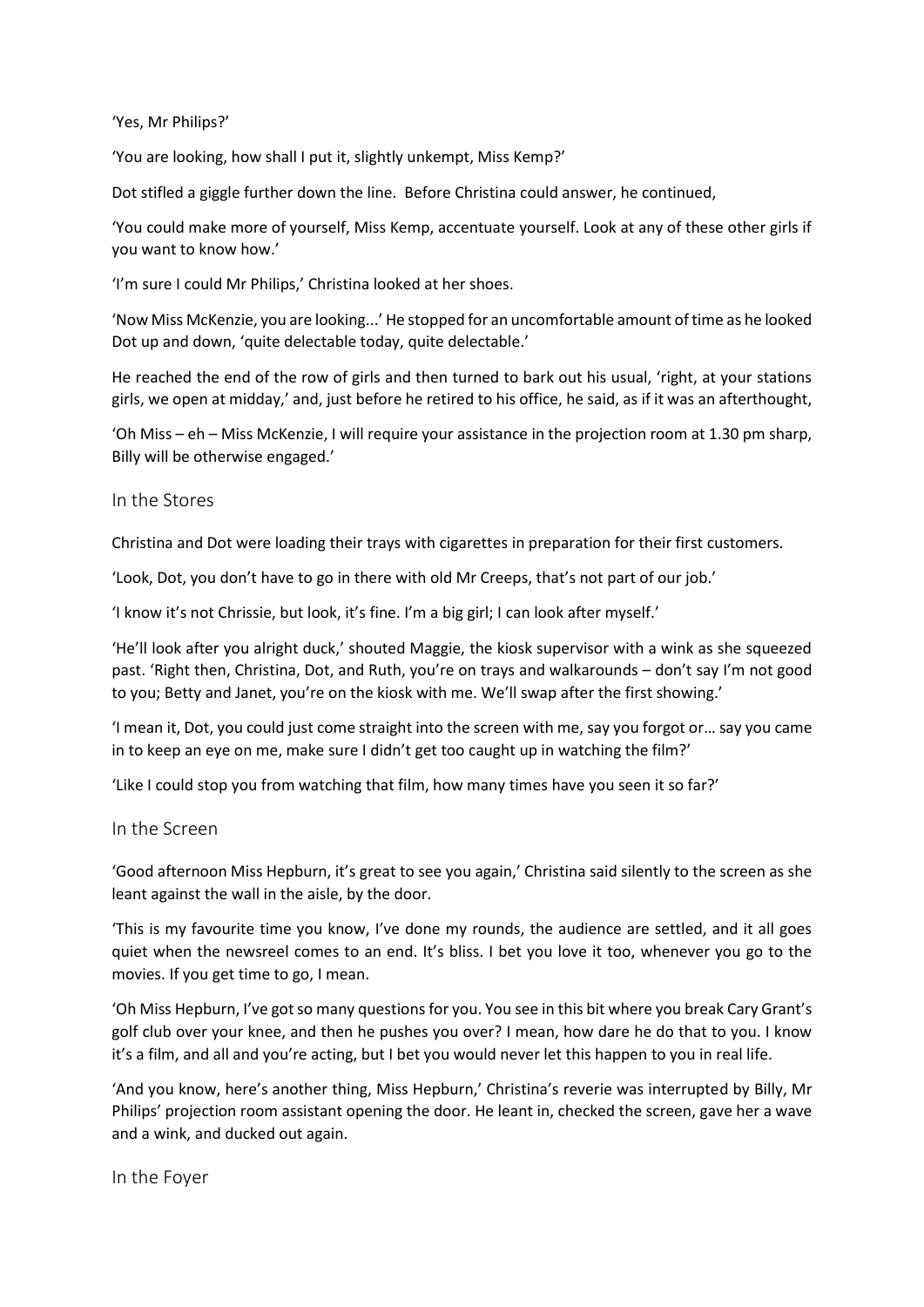'Yes, Mr Philips?'

'You are looking, how shall I put it, slightly unkempt, Miss Kemp?'

Dot stifled a giggle further down the line. Before Christina could answer, he continued,

'You could make more of yourself, Miss Kemp, accentuate yourself. Look at any of these other girls if you want to know how.'

'I'm sure I could Mr Philips,' Christina looked at her shoes.

'Now Miss McKenzie, you are looking...' He stopped for an uncomfortable amount of time as he looked Dot up and down, 'quite delectable today, quite delectable.'

He reached the end of the row of girls and then turned to bark out his usual, 'right, at your stations girls, we open at midday,' and, just before he retired to his office, he said, as if it was an afterthought,

'Oh Miss – eh – Miss McKenzie, I will require your assistance in the projection room at 1.30 pm sharp, Billy will be otherwise engaged.'

## In the Stores

Christina and Dot were loading their trays with cigarettes in preparation for their first customers.

'Look, Dot, you don't have to go in there with old Mr Creeps, that's not part of our job.'

'I know it's not Chrissie, but look, it's fine. I'm a big girl; I can look after myself.'

'He'll look after you alright duck,' shouted Maggie, the kiosk supervisor with a wink as she squeezed past. 'Right then, Christina, Dot, and Ruth, you're on trays and walkarounds – don't say I'm not good to you; Betty and Janet, you're on the kiosk with me. We'll swap after the first showing.'

'I mean it, Dot, you could just come straight into the screen with me, say you forgot or… say you came in to keep an eye on me, make sure I didn't get too caught up in watching the film?'

'Like I could stop you from watching that film, how many times have you seen it so far?'

## In the Screen

'Good afternoon Miss Hepburn, it's great to see you again,' Christina said silently to the screen as she leant against the wall in the aisle, by the door.

'This is my favourite time you know, I've done my rounds, the audience are settled, and it all goes quiet when the newsreel comes to an end. It's bliss. I bet you love it too, whenever you go to the movies. If you get time to go, I mean.

'Oh Miss Hepburn, I've got so many questions for you. You see in this bit where you break Cary Grant's golf club over your knee, and then he pushes you over? I mean, how dare he do that to you. I know it's a film, and all and you're acting, but I bet you would never let this happen to you in real life.

'And you know, here's another thing, Miss Hepburn,' Christina's reverie was interrupted by Billy, Mr Philips' projection room assistant opening the door. He leant in, checked the screen, gave her a wave and a wink, and ducked out again.

## In the Foyer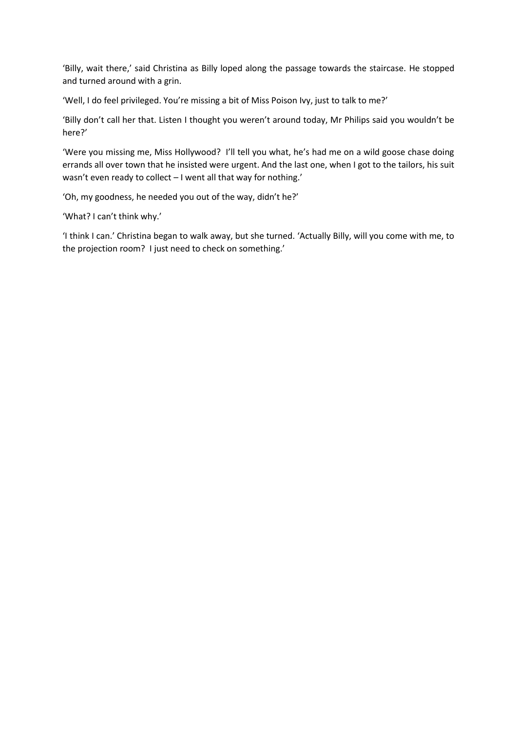'Billy, wait there,' said Christina as Billy loped along the passage towards the staircase. He stopped and turned around with a grin.

'Well, I do feel privileged. You're missing a bit of Miss Poison Ivy, just to talk to me?'

'Billy don't call her that. Listen I thought you weren't around today, Mr Philips said you wouldn't be here?'

'Were you missing me, Miss Hollywood? I'll tell you what, he's had me on a wild goose chase doing errands all over town that he insisted were urgent. And the last one, when I got to the tailors, his suit wasn't even ready to collect – I went all that way for nothing.'

'Oh, my goodness, he needed you out of the way, didn't he?'

'What? I can't think why.'

'I think I can.' Christina began to walk away, but she turned. 'Actually Billy, will you come with me, to the projection room? I just need to check on something.'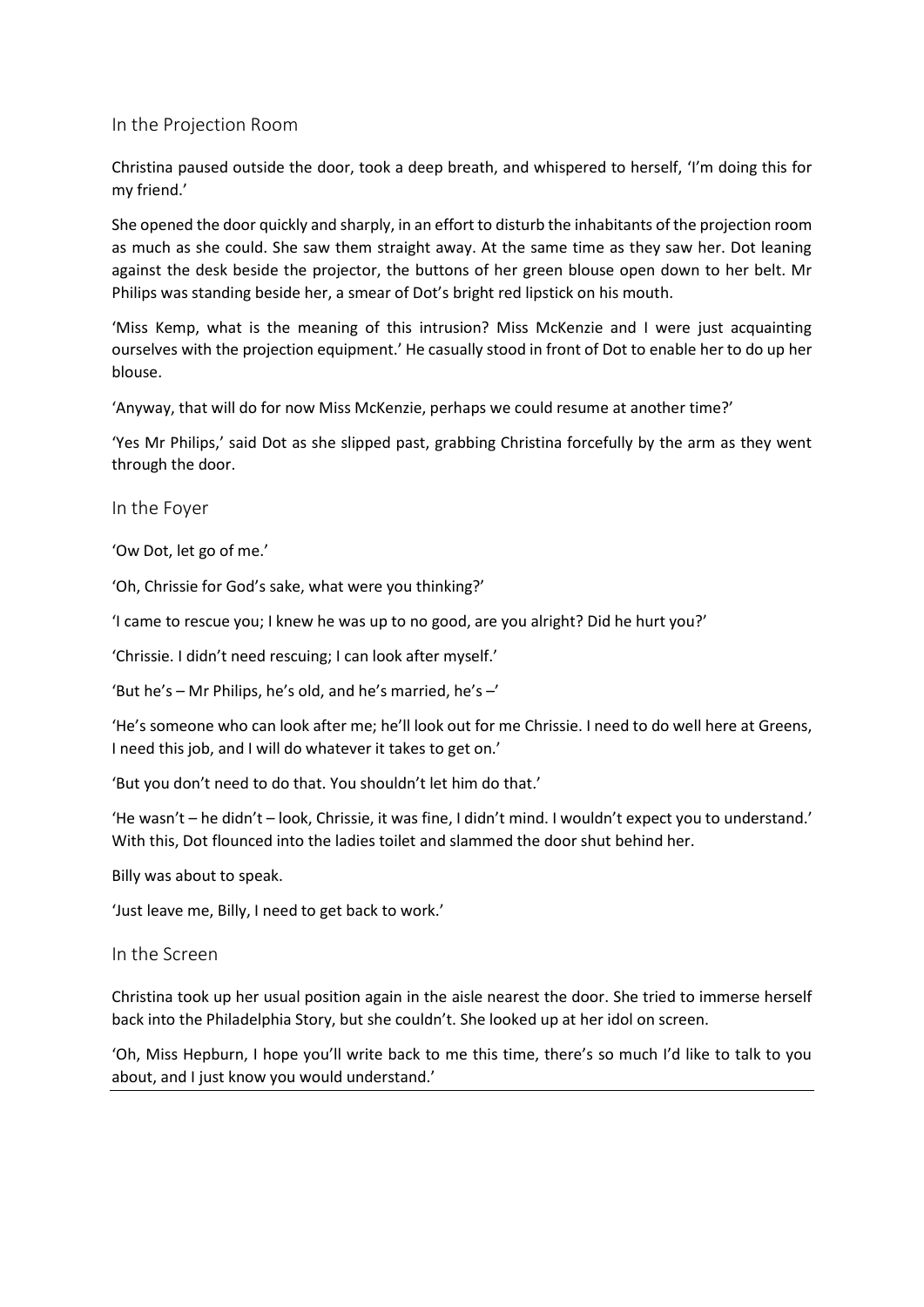## In the Projection Room

Christina paused outside the door, took a deep breath, and whispered to herself, 'I'm doing this for my friend.'

She opened the door quickly and sharply, in an effort to disturb the inhabitants of the projection room as much as she could. She saw them straight away. At the same time as they saw her. Dot leaning against the desk beside the projector, the buttons of her green blouse open down to her belt. Mr Philips was standing beside her, a smear of Dot's bright red lipstick on his mouth.

'Miss Kemp, what is the meaning of this intrusion? Miss McKenzie and I were just acquainting ourselves with the projection equipment.' He casually stood in front of Dot to enable her to do up her blouse.

'Anyway, that will do for now Miss McKenzie, perhaps we could resume at another time?'

'Yes Mr Philips,' said Dot as she slipped past, grabbing Christina forcefully by the arm as they went through the door.

## In the Foyer

'Ow Dot, let go of me.'

'Oh, Chrissie for God's sake, what were you thinking?'

'I came to rescue you; I knew he was up to no good, are you alright? Did he hurt you?'

'Chrissie. I didn't need rescuing; I can look after myself.'

'But he's – Mr Philips, he's old, and he's married, he's –'

'He's someone who can look after me; he'll look out for me Chrissie. I need to do well here at Greens, I need this job, and I will do whatever it takes to get on.'

'But you don't need to do that. You shouldn't let him do that.'

'He wasn't – he didn't – look, Chrissie, it was fine, I didn't mind. I wouldn't expect you to understand.' With this, Dot flounced into the ladies toilet and slammed the door shut behind her.

Billy was about to speak.

'Just leave me, Billy, I need to get back to work.'

## In the Screen

Christina took up her usual position again in the aisle nearest the door. She tried to immerse herself back into the Philadelphia Story, but she couldn't. She looked up at her idol on screen.

'Oh, Miss Hepburn, I hope you'll write back to me this time, there's so much I'd like to talk to you about, and I just know you would understand.'

---